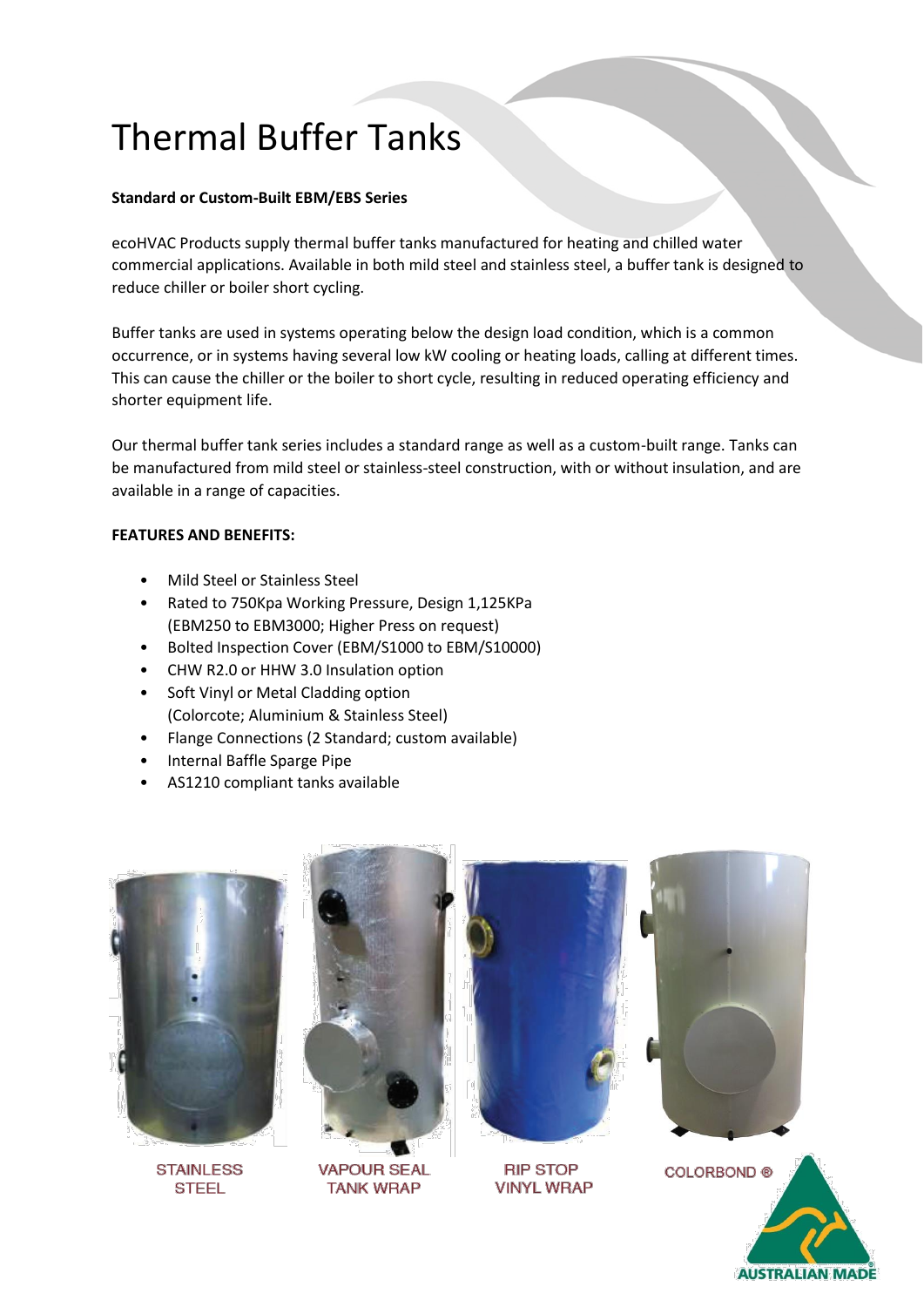# Thermal Buffer Tanks

**Standard or Custom-Built EBM/EBS Series**

ecoHVAC Products supply thermal buffer tanks manufactured for heating and chilled water commercial applications. Available in both mild steel and stainless steel, a buffer tank is designed to reduce chiller or boiler short cycling.

Buffer tanks are used in systems operating below the design load condition, which is a common occurrence, or in systems having several low kW cooling or heating loads, calling at different times. This can cause the chiller or the boiler to short cycle, resulting in reduced operating efficiency and shorter equipment life.

Our thermal buffer tank series includes a standard range as well as a custom-built range. Tanks can be manufactured from mild steel or stainless-steel construction, with or without insulation, and are available in a range of capacities.

**FEATURES AND BENEFITS:**

- Mild Steel or Stainless Steel
- Rated to 750Kpa Working Pressure, Design 1,125KPa (EBM250 to EBM3000; Higher Press on request)
- Bolted Inspection Cover (EBM/S1000 to EBM/S10000)
- CHW R2.0 or HHW 3.0 Insulation option
- Soft Vinyl or Metal Cladding option (Colorcote; Aluminium & Stainless Steel)
- Flange Connections (2 Standard; custom available)
- Internal Baffle Sparge Pipe
- AS1210 compliant tanks available

STAINLESS STEEL

VAPOUR SEAL TANK WRAP

RIP STOP VINYL WRAP

COLORBOND ®

AUSTRALIAN MADE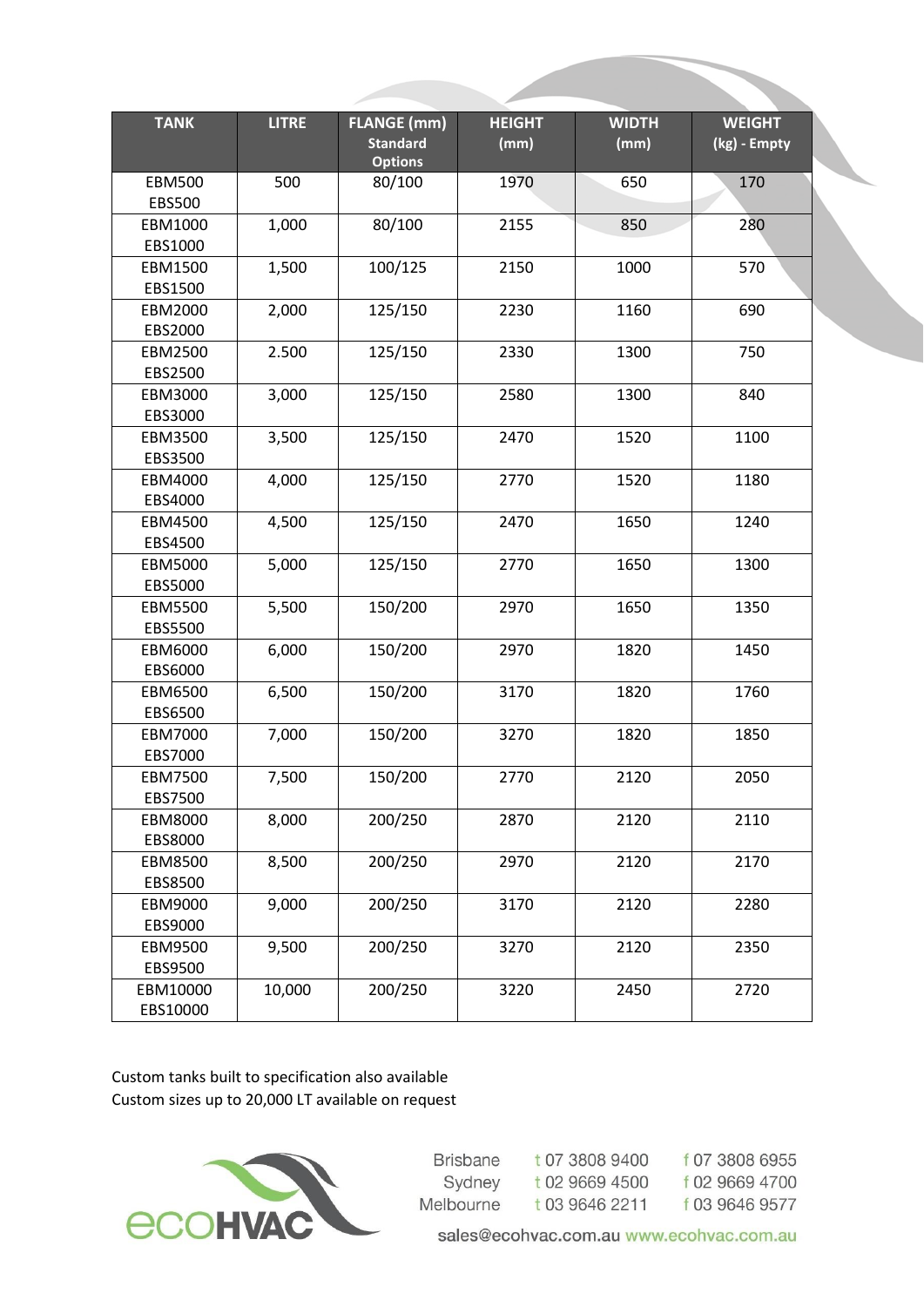| TANK | LITRE | FLANGE (mm) Standard Options | HEIGHT (mm) | WIDTH (mm) | WEIGHT (kg) - Empty |
|---|---|---|---|---|---|
| EBM500 EBS500 | 500 | 80/100 | 1970 | 650 | 170 |
| EBM1000 EBS1000 | 1,000 | 80/100 | 2155 | 850 | 280 |
| EBM1500 EBS1500 | 1,500 | 100/125 | 2150 | 1000 | 570 |
| EBM2000 EBS2000 | 2,000 | 125/150 | 2230 | 1160 | 690 |
| EBM2500 EBS2500 | 2.500 | 125/150 | 2330 | 1300 | 750 |
| EBM3000 EBS3000 | 3,000 | 125/150 | 2580 | 1300 | 840 |
| EBM3500 EBS3500 | 3,500 | 125/150 | 2470 | 1520 | 1100 |
| EBM4000 EBS4000 | 4,000 | 125/150 | 2770 | 1520 | 1180 |
| EBM4500 EBS4500 | 4,500 | 125/150 | 2470 | 1650 | 1240 |
| EBM5000 EBS5000 | 5,000 | 125/150 | 2770 | 1650 | 1300 |
| EBM5500 EBS5500 | 5,500 | 150/200 | 2970 | 1650 | 1350 |
| EBM6000 EBS6000 | 6,000 | 150/200 | 2970 | 1820 | 1450 |
| EBM6500 EBS6500 | 6,500 | 150/200 | 3170 | 1820 | 1760 |
| EBM7000 EBS7000 | 7,000 | 150/200 | 3270 | 1820 | 1850 |
| EBM7500 EBS7500 | 7,500 | 150/200 | 2770 | 2120 | 2050 |
| EBM8000 EBS8000 | 8,000 | 200/250 | 2870 | 2120 | 2110 |
| EBM8500 EBS8500 | 8,500 | 200/250 | 2970 | 2120 | 2170 |
| EBM9000 EBS9000 | 9,000 | 200/250 | 3170 | 2120 | 2280 |
| EBM9500 EBS9500 | 9,500 | 200/250 | 3270 | 2120 | 2350 |
| EBM10000 EBS10000 | 10,000 | 200/250 | 3220 | 2450 | 2720 |

Custom tanks built to specification also available
Custom sizes up to 20,000 LT available on request

ecoHVAC

Brisbane t 07 3808 9400 f 07 3808 6955
Sydney t 02 9669 4500 f 02 9669 4700
Melbourne t 03 9646 2211 f 03 9646 9577

sales@ecohvac.com.au www.ecohvac.com.au